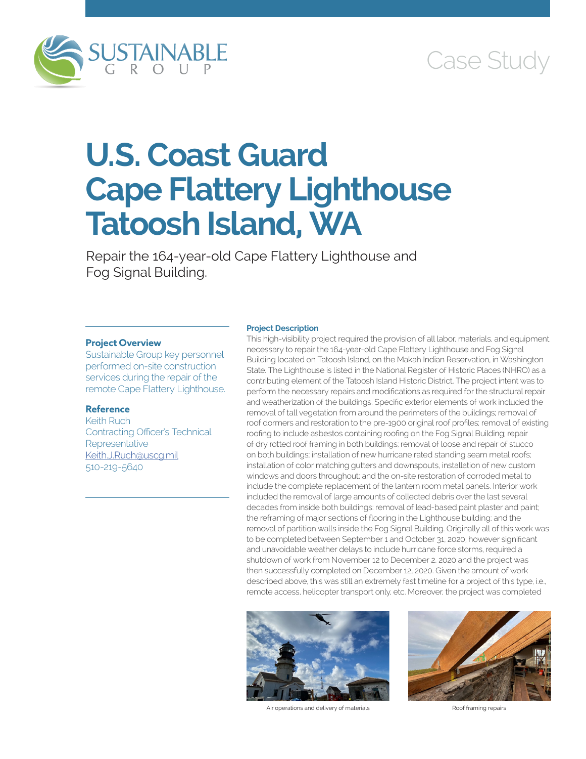SUSTAINABLE GROUP

Case Study

# U.S. Coast Guard Cape Flattery Lighthouse Tatoosh Island, WA

Repair the 164-year-old Cape Flattery Lighthouse and Fog Signal Building.

### Project Overview

Sustainable Group key personnel performed on-site construction services during the repair of the remote Cape Flattery Lighthouse.

### Reference

Keith Ruch
Contracting Officer's Technical Representative
Keith.J.Ruch@uscg.mil
510-219-5640

### Project Description

This high-visibility project required the provision of all labor, materials, and equipment necessary to repair the 164-year-old Cape Flattery Lighthouse and Fog Signal Building located on Tatoosh Island, on the Makah Indian Reservation, in Washington State. The Lighthouse is listed in the National Register of Historic Places (NHRO) as a contributing element of the Tatoosh Island Historic District. The project intent was to perform the necessary repairs and modifications as required for the structural repair and weatherization of the buildings. Specific exterior elements of work included the removal of tall vegetation from around the perimeters of the buildings; removal of roof dormers and restoration to the pre-1900 original roof profiles; removal of existing roofing to include asbestos containing roofing on the Fog Signal Building; repair of dry rotted roof framing in both buildings; removal of loose and repair of stucco on both buildings; installation of new hurricane rated standing seam metal roofs; installation of color matching gutters and downspouts, installation of new custom windows and doors throughout; and the on-site restoration of corroded metal to include the complete replacement of the lantern room metal panels. Interior work included the removal of large amounts of collected debris over the last several decades from inside both buildings: removal of lead-based paint plaster and paint; the reframing of major sections of flooring in the Lighthouse building; and the removal of partition walls inside the Fog Signal Building. Originally all of this work was to be completed between September 1 and October 31, 2020, however significant and unavoidable weather delays to include hurricane force storms, required a shutdown of work from November 12 to December 2, 2020 and the project was then successfully completed on December 12, 2020. Given the amount of work described above, this was still an extremely fast timeline for a project of this type, i.e., remote access, helicopter transport only, etc. Moreover, the project was completed

Air operations and delivery of materials

Roof framing repairs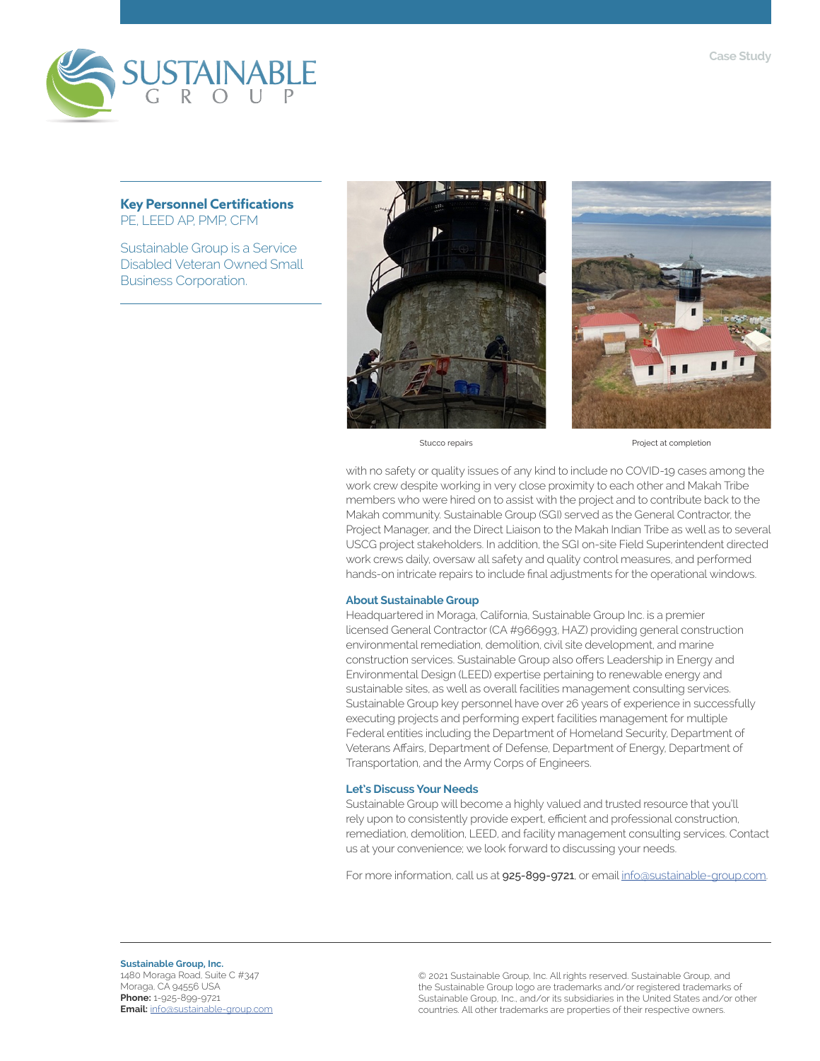**Key Personnel Certifications**
PE, LEED AP, PMP, CFM

Sustainable Group is a Service Disabled Veteran Owned Small Business Corporation.

Stucco repairs

Project at completion

with no safety or quality issues of any kind to include no COVID-19 cases among the work crew despite working in very close proximity to each other and Makah Tribe members who were hired on to assist with the project and to contribute back to the Makah community. Sustainable Group (SGI) served as the General Contractor, the Project Manager, and the Direct Liaison to the Makah Indian Tribe as well as to several USCG project stakeholders. In addition, the SGI on-site Field Superintendent directed work crews daily, oversaw all safety and quality control measures, and performed hands-on intricate repairs to include final adjustments for the operational windows.

### About Sustainable Group

Headquartered in Moraga, California, Sustainable Group Inc. is a premier licensed General Contractor (CA #966993, HAZ) providing general construction environmental remediation, demolition, civil site development, and marine construction services. Sustainable Group also offers Leadership in Energy and Environmental Design (LEED) expertise pertaining to renewable energy and sustainable sites, as well as overall facilities management consulting services. Sustainable Group key personnel have over 26 years of experience in successfully executing projects and performing expert facilities management for multiple Federal entities including the Department of Homeland Security, Department of Veterans Affairs, Department of Defense, Department of Energy, Department of Transportation, and the Army Corps of Engineers.

### Let's Discuss Your Needs

Sustainable Group will become a highly valued and trusted resource that you'll rely upon to consistently provide expert, efficient and professional construction, remediation, demolition, LEED, and facility management consulting services. Contact us at your convenience; we look forward to discussing your needs.

For more information, call us at 925-899-9721, or email info@sustainable-group.com.

**Sustainable Group, Inc.**
1480 Moraga Road, Suite C #347
Moraga, CA 94556 USA
**Phone:** 1-925-899-9721
**Email:** info@sustainable-group.com

© 2021 Sustainable Group, Inc. All rights reserved. Sustainable Group, and the Sustainable Group logo are trademarks and/or registered trademarks of Sustainable Group, Inc., and/or its subsidiaries in the United States and/or other countries. All other trademarks are properties of their respective owners.